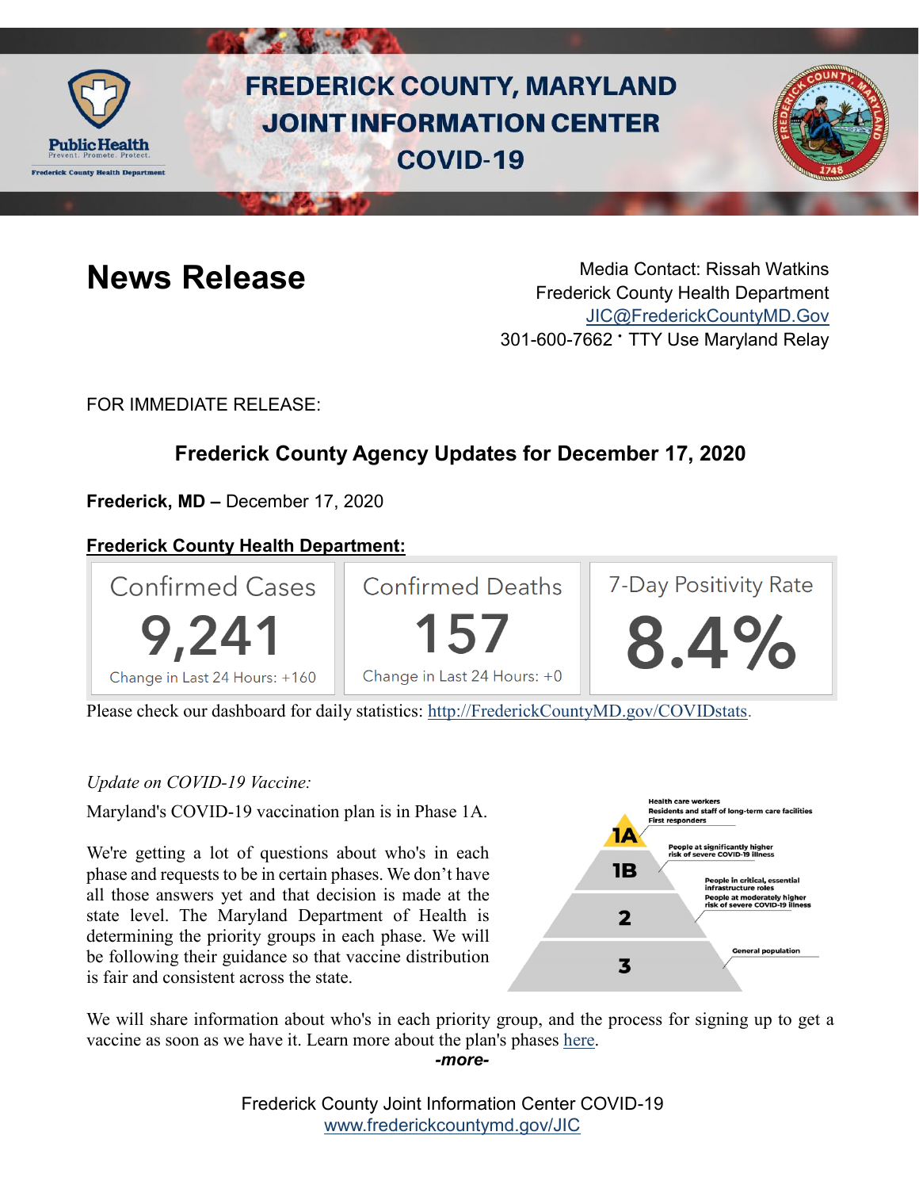# FREDERICK COUNTY, MARYLAND JOINT INFORMATION CENTER COVID-19

## News Release

Media Contact: Rissah Watkins
Frederick County Health Department
JIC@FrederickCountyMD.Gov
301-600-7662 • TTY Use Maryland Relay

FOR IMMEDIATE RELEASE:

### Frederick County Agency Updates for December 17, 2020

**Frederick, MD –** December 17, 2020

**Frederick County Health Department:**

| Confirmed Cases | Confirmed Deaths | 7-Day Positivity Rate |
|---|---|---|
| 9,241 | 157 | 8.4% |
| Change in Last 24 Hours: +160 | Change in Last 24 Hours: +0 | |

Please check our dashboard for daily statistics: http://FrederickCountyMD.gov/COVIDstats.

*Update on COVID-19 Vaccine:*

Maryland's COVID-19 vaccination plan is in Phase 1A.

We're getting a lot of questions about who's in each phase and requests to be in certain phases. We don't have all those answers yet and that decision is made at the state level. The Maryland Department of Health is determining the priority groups in each phase. We will be following their guidance so that vaccine distribution is fair and consistent across the state.

- **1A**: Health care workers; Residents and staff of long-term care facilities; First responders
- **1B**: People at significantly higher risk of severe COVID-19 illness
- **2**: People in critical, essential infrastructure roles; People at moderately higher risk of severe COVID-19 illness
- **3**: General population

We will share information about who's in each priority group, and the process for signing up to get a vaccine as soon as we have it. Learn more about the plan's phases here.

*-more-*

Frederick County Joint Information Center COVID-19
www.frederickcountymd.gov/JIC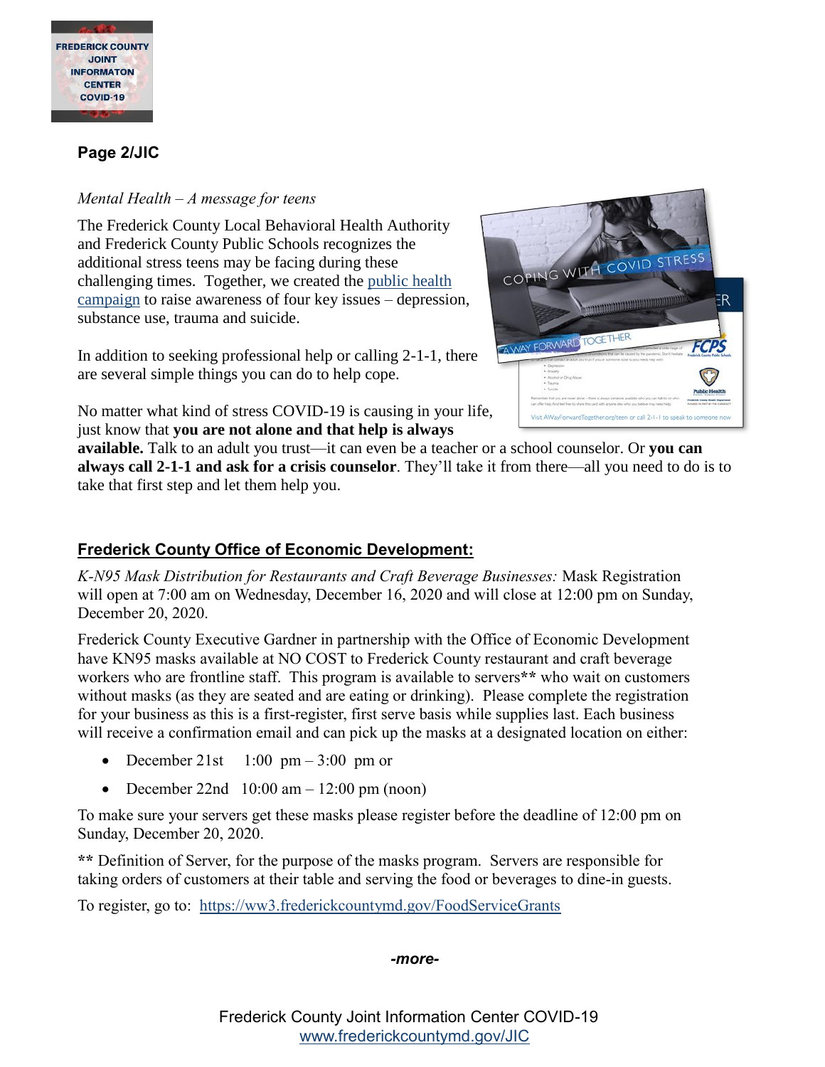**Page 2/JIC**

*Mental Health – A message for teens*

The Frederick County Local Behavioral Health Authority and Frederick County Public Schools recognizes the additional stress teens may be facing during these challenging times. Together, we created the public health campaign to raise awareness of four key issues – depression, substance use, trauma and suicide.

In addition to seeking professional help or calling 2-1-1, there are several simple things you can do to help cope.

No matter what kind of stress COVID-19 is causing in your life, just know that **you are not alone and that help is always available.** Talk to an adult you trust—it can even be a teacher or a school counselor. Or **you can always call 2-1-1 and ask for a crisis counselor**. They'll take it from there—all you need to do is to take that first step and let them help you.

## Frederick County Office of Economic Development:

*K-N95 Mask Distribution for Restaurants and Craft Beverage Businesses:* Mask Registration will open at 7:00 am on Wednesday, December 16, 2020 and will close at 12:00 pm on Sunday, December 20, 2020.

Frederick County Executive Gardner in partnership with the Office of Economic Development have KN95 masks available at NO COST to Frederick County restaurant and craft beverage workers who are frontline staff. This program is available to servers** who wait on customers without masks (as they are seated and are eating or drinking). Please complete the registration for your business as this is a first-register, first serve basis while supplies last. Each business will receive a confirmation email and can pick up the masks at a designated location on either:

- December 21st 1:00 pm – 3:00 pm or
- December 22nd 10:00 am – 12:00 pm (noon)

To make sure your servers get these masks please register before the deadline of 12:00 pm on Sunday, December 20, 2020.

**\*\*** Definition of Server, for the purpose of the masks program. Servers are responsible for taking orders of customers at their table and serving the food or beverages to dine-in guests.

To register, go to: https://ww3.frederickcountymd.gov/FoodServiceGrants

*-more-*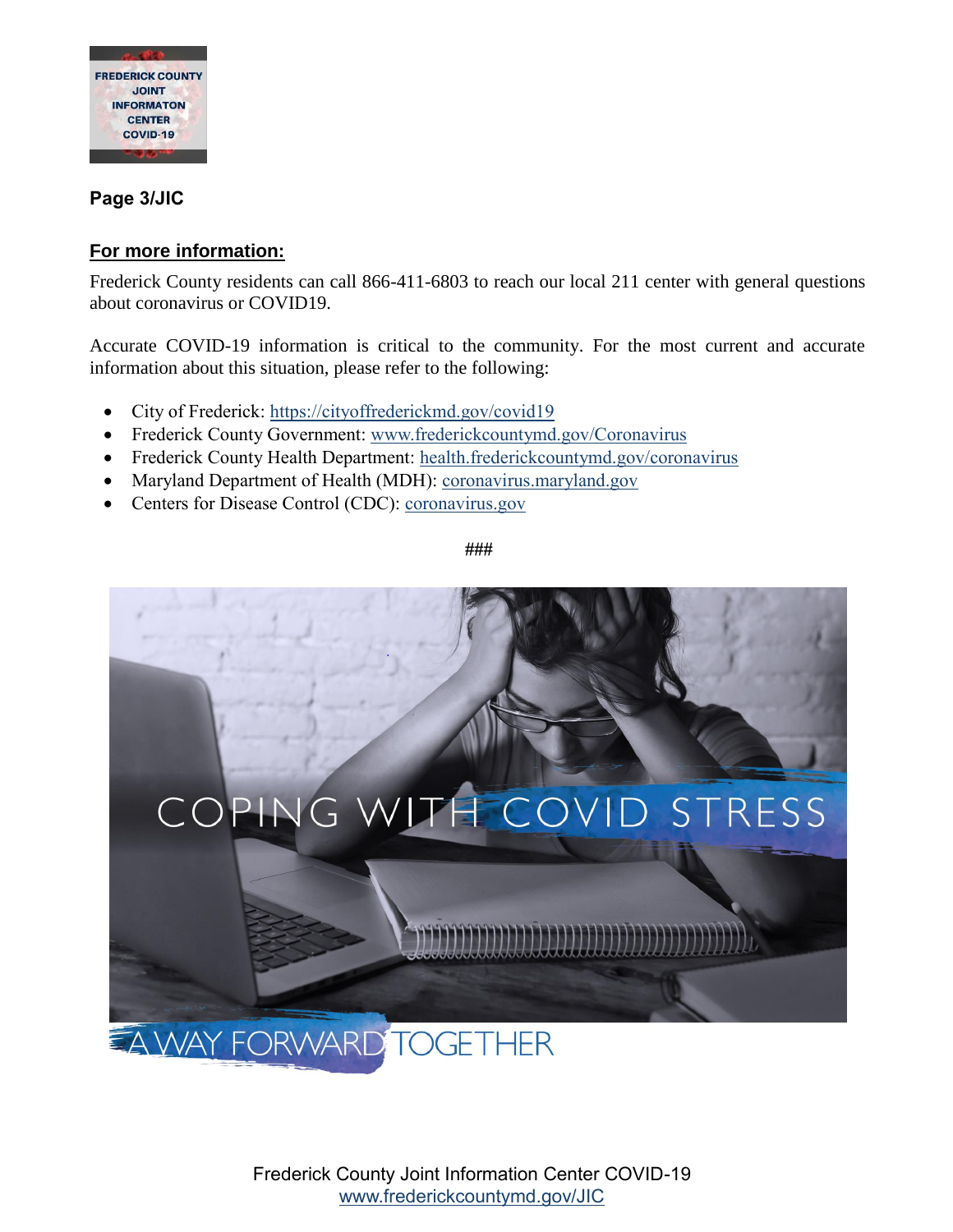**Page 3/JIC**

## For more information:

Frederick County residents can call 866-411-6803 to reach our local 211 center with general questions about coronavirus or COVID19.

Accurate COVID-19 information is critical to the community. For the most current and accurate information about this situation, please refer to the following:

- City of Frederick: https://cityoffrederickmd.gov/covid19
- Frederick County Government: www.frederickcountymd.gov/Coronavirus
- Frederick County Health Department: health.frederickcountymd.gov/coronavirus
- Maryland Department of Health (MDH): coronavirus.maryland.gov
- Centers for Disease Control (CDC): coronavirus.gov

###

COPING WITH COVID STRESS

A WAY FORWARD TOGETHER